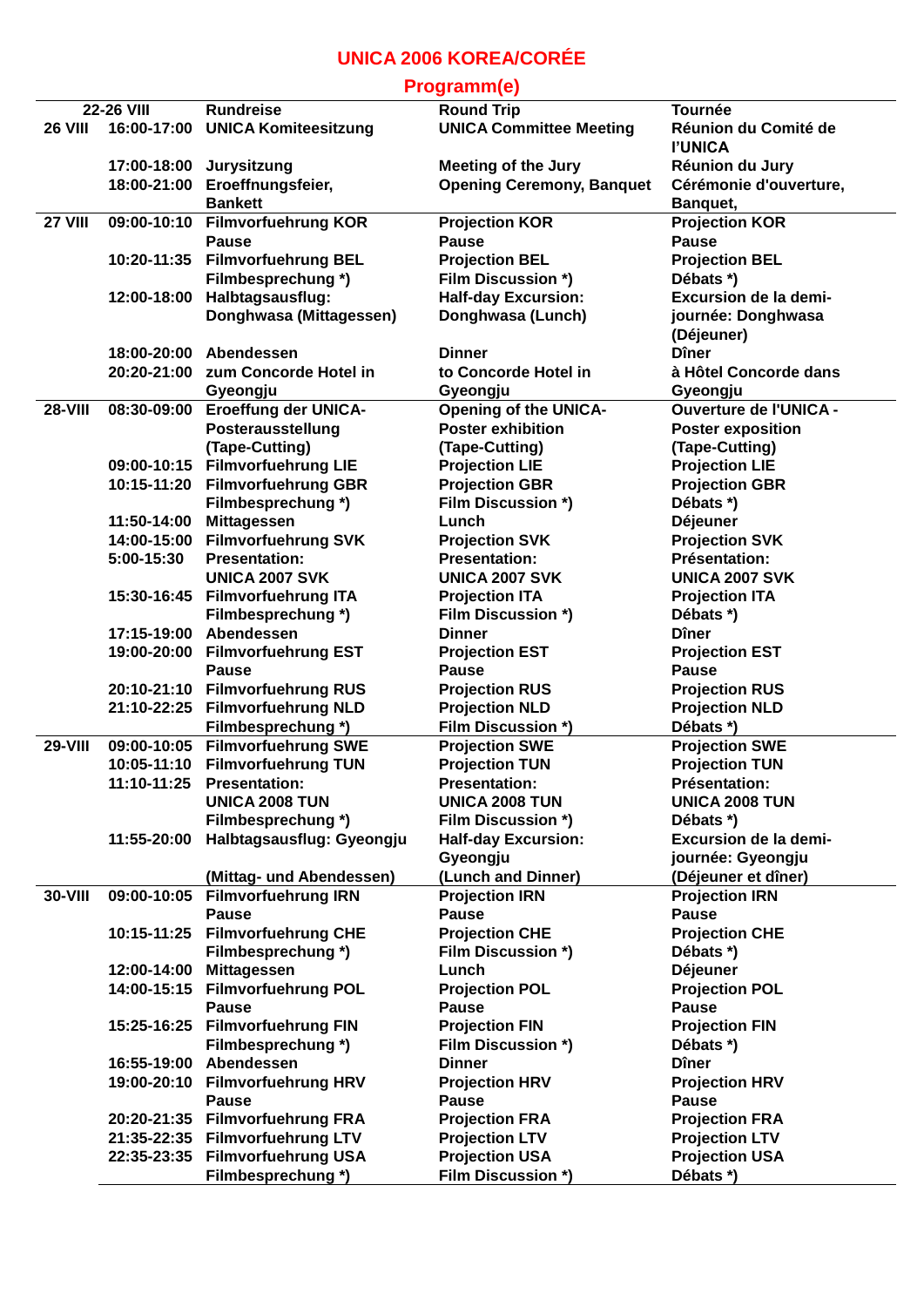# UNICA 2006 KOREA/CORÉE

## Programm(e)

| Date | Time | Deutsch | English | Français |
|---|---|---|---|---|
| 22-26 VIII | | Rundreise | Round Trip | Tournée |
| 26 VIII | 16:00-17:00 | UNICA Komiteesitzung | UNICA Committee Meeting | Réunion du Comité de l'UNICA |
| | 17:00-18:00 | Jurysitzung | Meeting of the Jury | Réunion du Jury |
| | 18:00-21:00 | Eroeffnungsfeier, Bankett | Opening Ceremony, Banquet | Cérémonie d'ouverture, Banquet, |
| 27 VIII | 09:00-10:10 | Filmvorfuehrung KOR | Projection KOR | Projection KOR |
| | | Pause | Pause | Pause |
| | 10:20-11:35 | Filmvorfuehrung BEL | Projection BEL | Projection BEL |
| | | Filmbesprechung *) | Film Discussion *) | Débats *) |
| | 12:00-18:00 | Halbtagsausflug: Donghwasa (Mittagessen) | Half-day Excursion: Donghwasa (Lunch) | Excursion de la demi-journée: Donghwasa (Déjeuner) |
| | 18:00-20:00 | Abendessen | Dinner | Dîner |
| | 20:20-21:00 | zum Concorde Hotel in Gyeongju | to Concorde Hotel in Gyeongju | à Hôtel Concorde dans Gyeongju |
| 28-VIII | 08:30-09:00 | Eroeffung der UNICA-Posterausstellung (Tape-Cutting) | Opening of the UNICA-Poster exhibition (Tape-Cutting) | Ouverture de l'UNICA - Poster exposition (Tape-Cutting) |
| | 09:00-10:15 | Filmvorfuehrung LIE | Projection LIE | Projection LIE |
| | 10:15-11:20 | Filmvorfuehrung GBR | Projection GBR | Projection GBR |
| | | Filmbesprechung *) | Film Discussion *) | Débats *) |
| | 11:50-14:00 | Mittagessen | Lunch | Déjeuner |
| | 14:00-15:00 | Filmvorfuehrung SVK | Projection SVK | Projection SVK |
| | 5:00-15:30 | Presentation: UNICA 2007 SVK | Presentation: UNICA 2007 SVK | Présentation: UNICA 2007 SVK |
| | 15:30-16:45 | Filmvorfuehrung ITA | Projection ITA | Projection ITA |
| | | Filmbesprechung *) | Film Discussion *) | Débats *) |
| | 17:15-19:00 | Abendessen | Dinner | Dîner |
| | 19:00-20:00 | Filmvorfuehrung EST | Projection EST | Projection EST |
| | | Pause | Pause | Pause |
| | 20:10-21:10 | Filmvorfuehrung RUS | Projection RUS | Projection RUS |
| | 21:10-22:25 | Filmvorfuehrung NLD | Projection NLD | Projection NLD |
| | | Filmbesprechung *) | Film Discussion *) | Débats *) |
| 29-VIII | 09:00-10:05 | Filmvorfuehrung SWE | Projection SWE | Projection SWE |
| | 10:05-11:10 | Filmvorfuehrung TUN | Projection TUN | Projection TUN |
| | 11:10-11:25 | Presentation: UNICA 2008 TUN | Presentation: UNICA 2008 TUN | Présentation: UNICA 2008 TUN |
| | | Filmbesprechung *) | Film Discussion *) | Débats *) |
| | 11:55-20:00 | Halbtagsausflug: Gyeongju (Mittag- und Abendessen) | Half-day Excursion: Gyeongju (Lunch and Dinner) | Excursion de la demi-journée: Gyeongju (Déjeuner et dîner) |
| 30-VIII | 09:00-10:05 | Filmvorfuehrung IRN | Projection IRN | Projection IRN |
| | | Pause | Pause | Pause |
| | 10:15-11:25 | Filmvorfuehrung CHE | Projection CHE | Projection CHE |
| | | Filmbesprechung *) | Film Discussion *) | Débats *) |
| | 12:00-14:00 | Mittagessen | Lunch | Déjeuner |
| | 14:00-15:15 | Filmvorfuehrung POL | Projection POL | Projection POL |
| | | Pause | Pause | Pause |
| | 15:25-16:25 | Filmvorfuehrung FIN | Projection FIN | Projection FIN |
| | | Filmbesprechung *) | Film Discussion *) | Débats *) |
| | 16:55-19:00 | Abendessen | Dinner | Dîner |
| | 19:00-20:10 | Filmvorfuehrung HRV | Projection HRV | Projection HRV |
| | | Pause | Pause | Pause |
| | 20:20-21:35 | Filmvorfuehrung FRA | Projection FRA | Projection FRA |
| | 21:35-22:35 | Filmvorfuehrung LTV | Projection LTV | Projection LTV |
| | 22:35-23:35 | Filmvorfuehrung USA | Projection USA | Projection USA |
| | | Filmbesprechung *) | Film Discussion *) | Débats *) |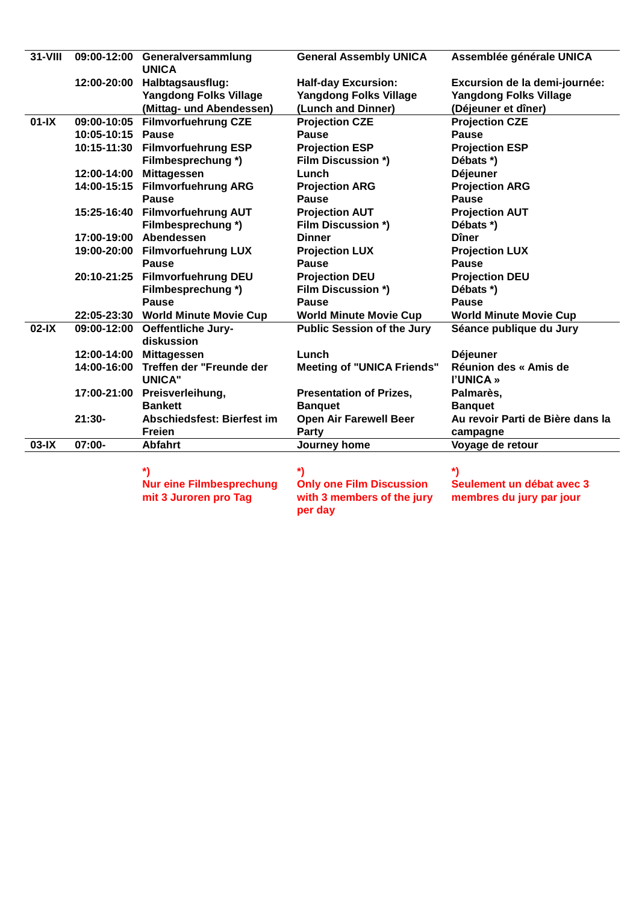| | | | | |
|---|---|---|---|---|
| 31-VIII | 09:00-12:00 | Generalversammlung UNICA | General Assembly UNICA | Assemblée générale UNICA |
| | 12:00-20:00 | Halbtagsausflug: Yangdong Folks Village (Mittag- und Abendessen) | Half-day Excursion: Yangdong Folks Village (Lunch and Dinner) | Excursion de la demi-journée: Yangdong Folks Village (Déjeuner et dîner) |
| 01-IX | 09:00-10:05 | Filmvorfuehrung CZE | Projection CZE | Projection CZE |
| | 10:05-10:15 | Pause | Pause | Pause |
| | 10:15-11:30 | Filmvorfuehrung ESP<br>Filmbesprechung *) | Projection ESP<br>Film Discussion *) | Projection ESP<br>Débats *) |
| | 12:00-14:00 | Mittagessen | Lunch | Déjeuner |
| | 14:00-15:15 | Filmvorfuehrung ARG<br>Pause | Projection ARG<br>Pause | Projection ARG<br>Pause |
| | 15:25-16:40 | Filmvorfuehrung AUT<br>Filmbesprechung *) | Projection AUT<br>Film Discussion *) | Projection AUT<br>Débats *) |
| | 17:00-19:00 | Abendessen | Dinner | Dîner |
| | 19:00-20:00 | Filmvorfuehrung LUX<br>Pause | Projection LUX<br>Pause | Projection LUX<br>Pause |
| | 20:10-21:25 | Filmvorfuehrung DEU<br>Filmbesprechung *)<br>Pause | Projection DEU<br>Film Discussion *)<br>Pause | Projection DEU<br>Débats *)<br>Pause |
| | 22:05-23:30 | World Minute Movie Cup | World Minute Movie Cup | World Minute Movie Cup |
| 02-IX | 09:00-12:00 | Oeffentliche Jury-diskussion | Public Session of the Jury | Séance publique du Jury |
| | 12:00-14:00 | Mittagessen | Lunch | Déjeuner |
| | 14:00-16:00 | Treffen der "Freunde der UNICA" | Meeting of "UNICA Friends" | Réunion des « Amis de l'UNICA » |
| | 17:00-21:00 | Preisverleihung, Bankett | Presentation of Prizes, Banquet | Palmarès, Banquet |
| | 21:30- | Abschiedsfest: Bierfest im Freien | Open Air Farewell Beer Party | Au revoir Parti de Bière dans la campagne |
| 03-IX | 07:00- | Abfahrt | Journey home | Voyage de retour |

*) Nur eine Filmbesprechung mit 3 Juroren pro Tag

*) Only one Film Discussion with 3 members of the jury per day

*) Seulement un débat avec 3 membres du jury par jour